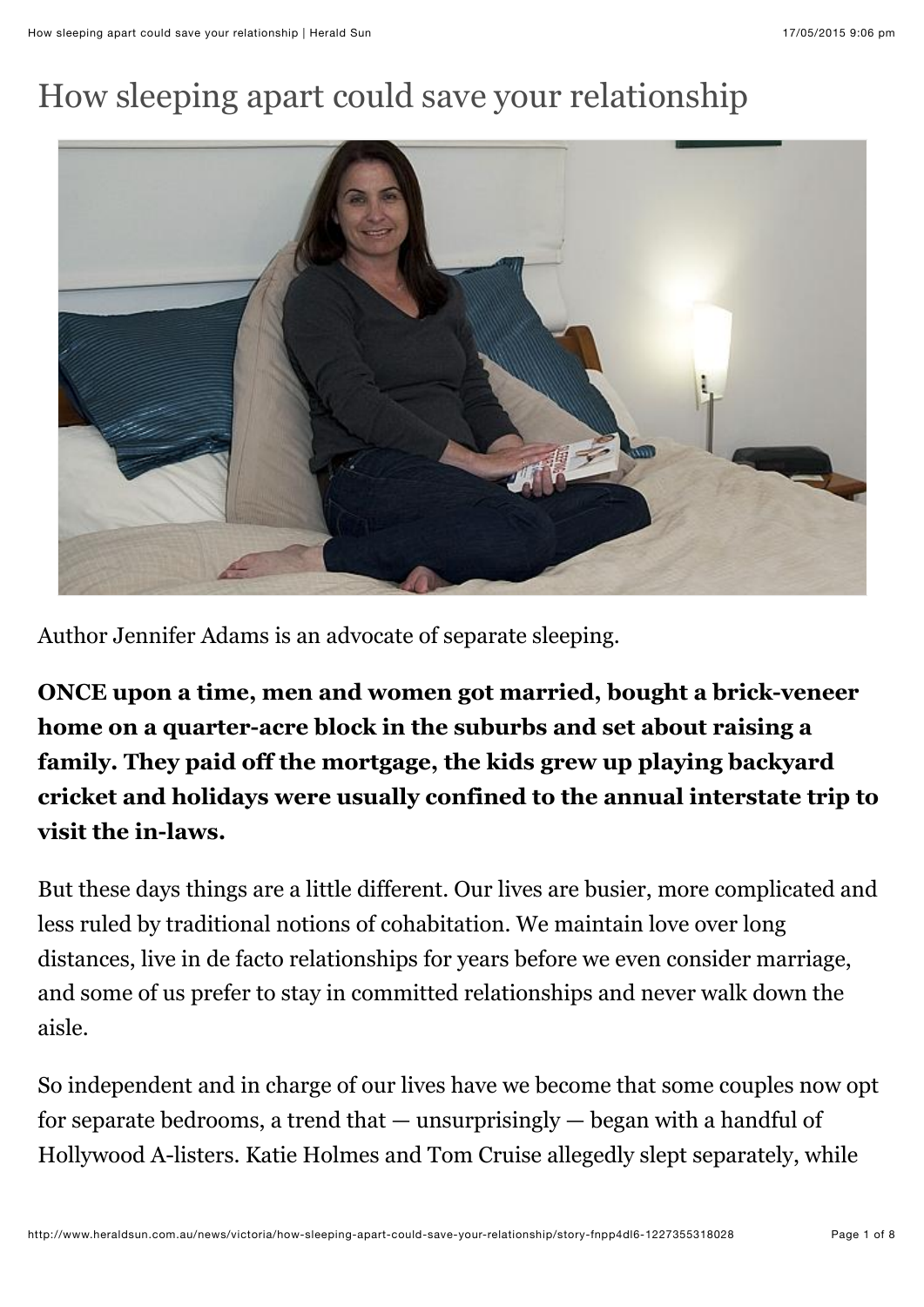# How sleeping apart could save your relationship

Author Jennifer Adams is an advocate of separate sleeping.

**ONCE upon a time, men and women got married, bought a brick-veneer home on a quarter-acre block in the suburbs and set about raising a family. They paid off the mortgage, the kids grew up playing backyard cricket and holidays were usually confined to the annual interstate trip to visit the in-laws.**

But these days things are a little different. Our lives are busier, more complicated and less ruled by traditional notions of cohabitation. We maintain love over long distances, live in de facto relationships for years before we even consider marriage, and some of us prefer to stay in committed relationships and never walk down the aisle.

So independent and in charge of our lives have we become that some couples now opt for separate bedrooms, a trend that — unsurprisingly — began with a handful of Hollywood A-listers. Katie Holmes and Tom Cruise allegedly slept separately, while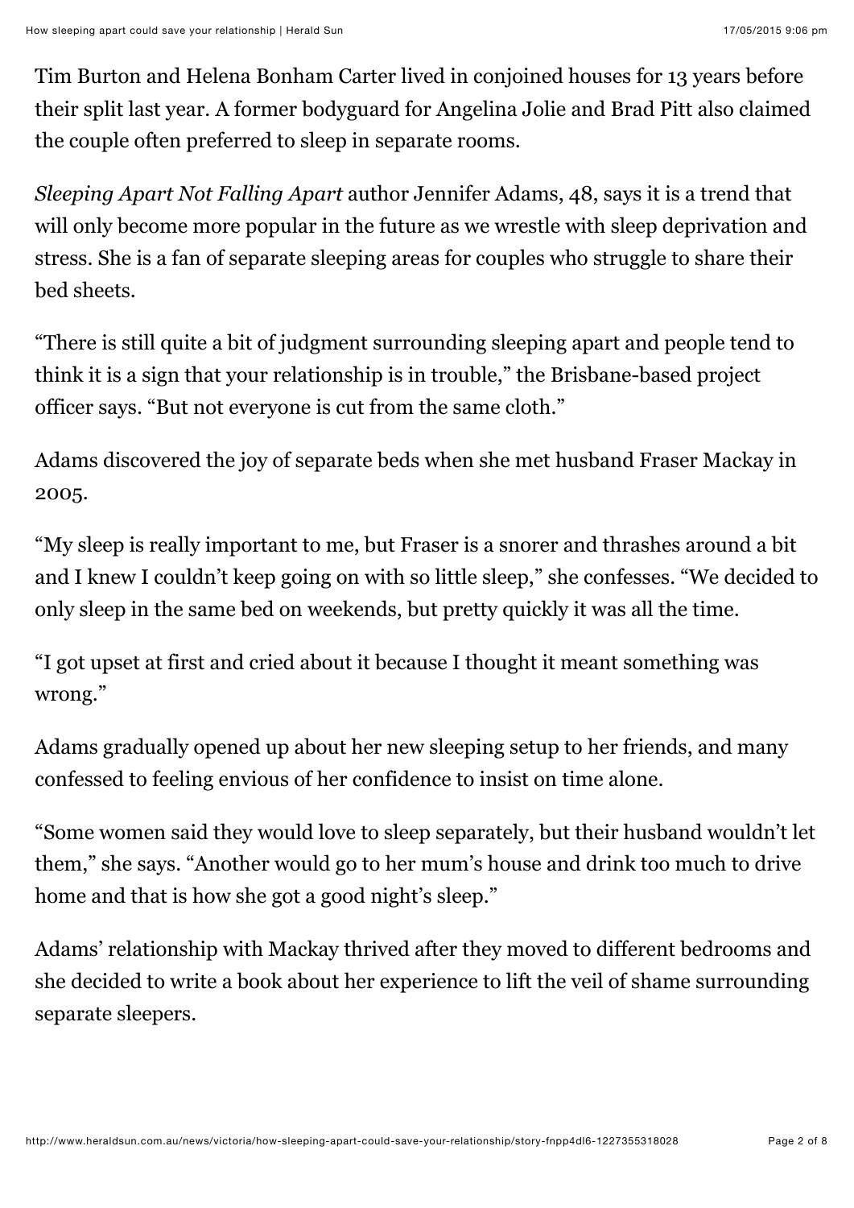Tim Burton and Helena Bonham Carter lived in conjoined houses for 13 years before their split last year. A former bodyguard for Angelina Jolie and Brad Pitt also claimed the couple often preferred to sleep in separate rooms.

*Sleeping Apart Not Falling Apart* author Jennifer Adams, 48, says it is a trend that will only become more popular in the future as we wrestle with sleep deprivation and stress. She is a fan of separate sleeping areas for couples who struggle to share their bed sheets.

“There is still quite a bit of judgment surrounding sleeping apart and people tend to think it is a sign that your relationship is in trouble,” the Brisbane-based project officer says. “But not everyone is cut from the same cloth.”

Adams discovered the joy of separate beds when she met husband Fraser Mackay in 2005.

“My sleep is really important to me, but Fraser is a snorer and thrashes around a bit and I knew I couldn’t keep going on with so little sleep,” she confesses. “We decided to only sleep in the same bed on weekends, but pretty quickly it was all the time.

“I got upset at first and cried about it because I thought it meant something was wrong.”

Adams gradually opened up about her new sleeping setup to her friends, and many confessed to feeling envious of her confidence to insist on time alone.

“Some women said they would love to sleep separately, but their husband wouldn’t let them,” she says. “Another would go to her mum’s house and drink too much to drive home and that is how she got a good night’s sleep.”

Adams’ relationship with Mackay thrived after they moved to different bedrooms and she decided to write a book about her experience to lift the veil of shame surrounding separate sleepers.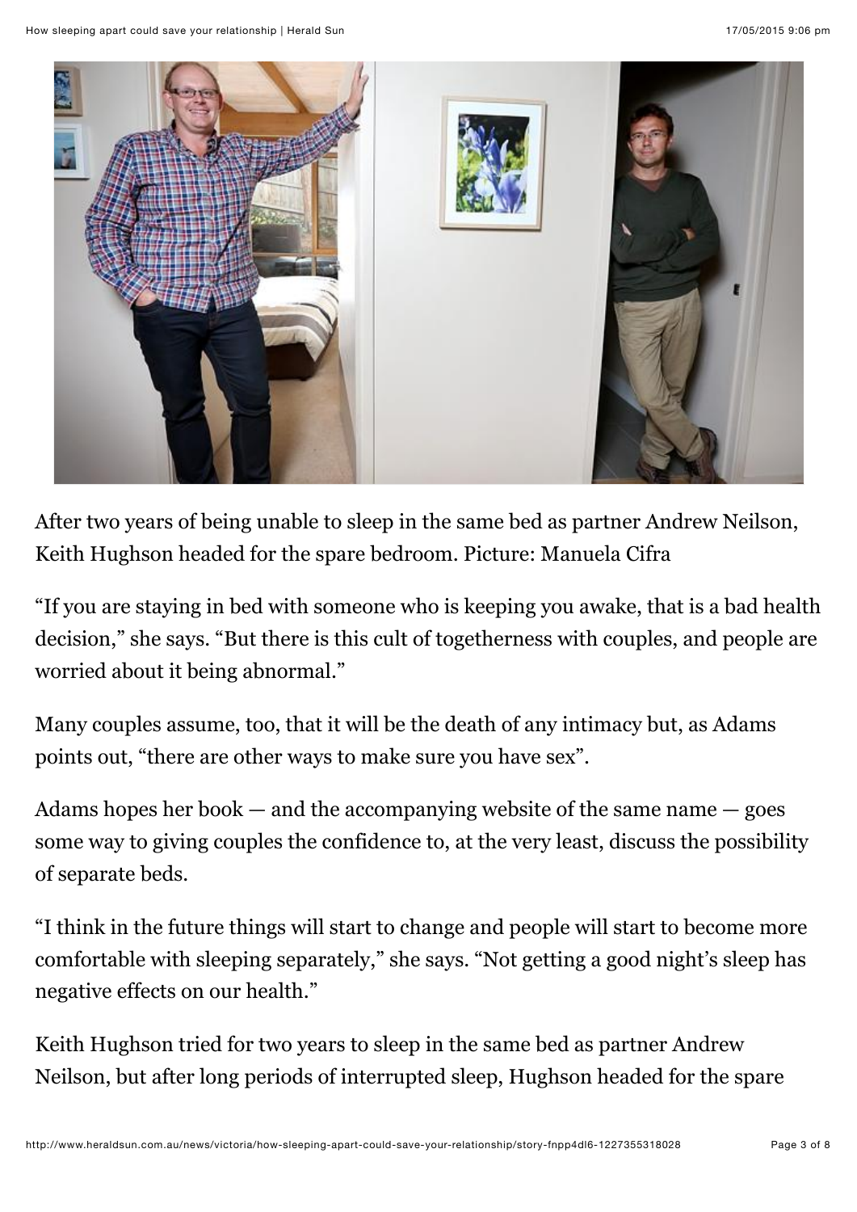After two years of being unable to sleep in the same bed as partner Andrew Neilson, Keith Hughson headed for the spare bedroom. Picture: Manuela Cifra

"If you are staying in bed with someone who is keeping you awake, that is a bad health decision," she says. "But there is this cult of togetherness with couples, and people are worried about it being abnormal."

Many couples assume, too, that it will be the death of any intimacy but, as Adams points out, "there are other ways to make sure you have sex".

Adams hopes her book — and the accompanying website of the same name — goes some way to giving couples the confidence to, at the very least, discuss the possibility of separate beds.

"I think in the future things will start to change and people will start to become more comfortable with sleeping separately," she says. "Not getting a good night's sleep has negative effects on our health."

Keith Hughson tried for two years to sleep in the same bed as partner Andrew Neilson, but after long periods of interrupted sleep, Hughson headed for the spare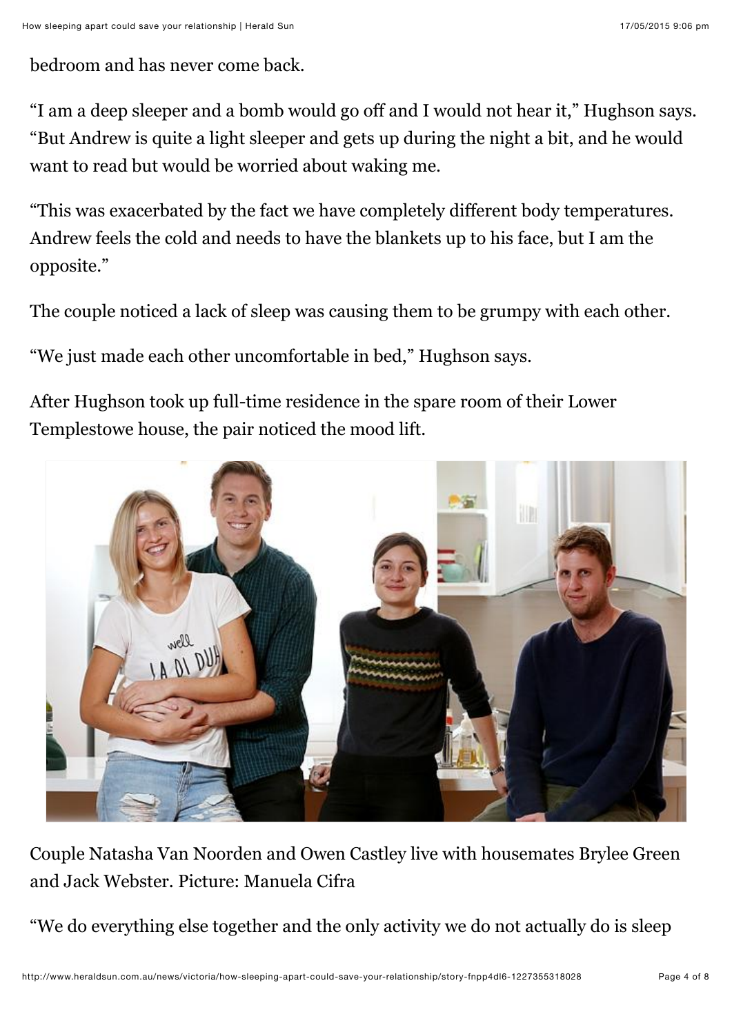bedroom and has never come back.

"I am a deep sleeper and a bomb would go off and I would not hear it," Hughson says. "But Andrew is quite a light sleeper and gets up during the night a bit, and he would want to read but would be worried about waking me.

"This was exacerbated by the fact we have completely different body temperatures. Andrew feels the cold and needs to have the blankets up to his face, but I am the opposite."

The couple noticed a lack of sleep was causing them to be grumpy with each other.

"We just made each other uncomfortable in bed," Hughson says.

After Hughson took up full-time residence in the spare room of their Lower Templestowe house, the pair noticed the mood lift.

Couple Natasha Van Noorden and Owen Castley live with housemates Brylee Green and Jack Webster. Picture: Manuela Cifra

"We do everything else together and the only activity we do not actually do is sleep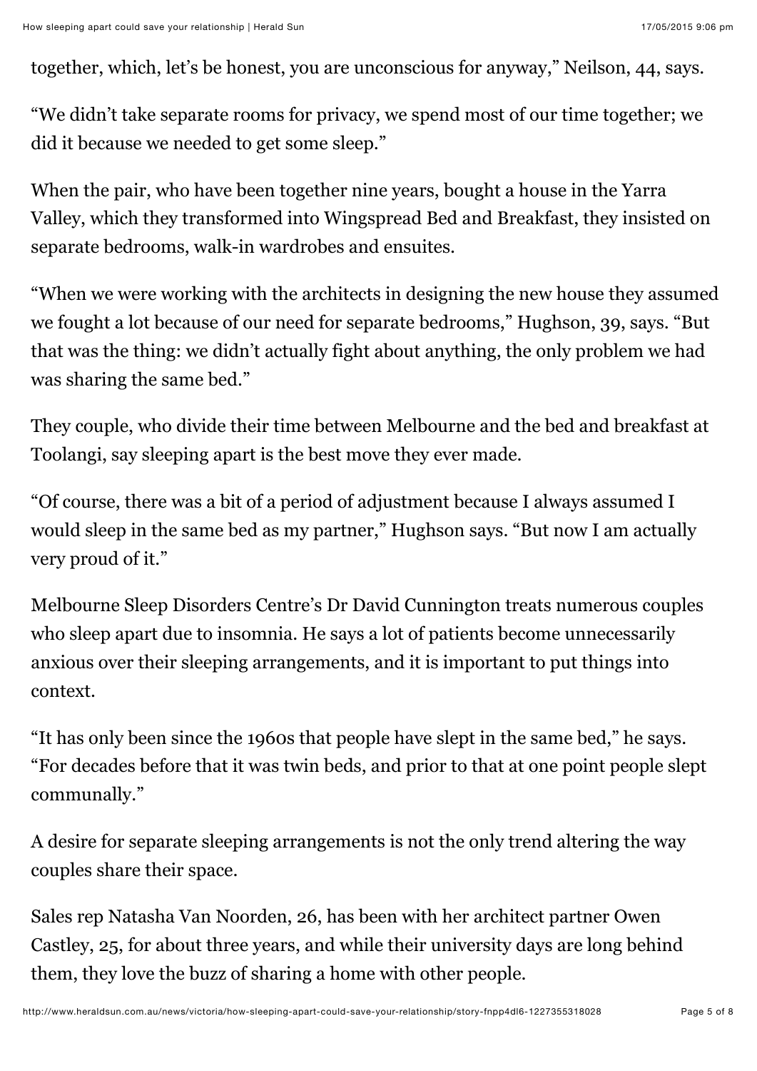together, which, let's be honest, you are unconscious for anyway," Neilson, 44, says.

"We didn't take separate rooms for privacy, we spend most of our time together; we did it because we needed to get some sleep."

When the pair, who have been together nine years, bought a house in the Yarra Valley, which they transformed into Wingspread Bed and Breakfast, they insisted on separate bedrooms, walk-in wardrobes and ensuites.

"When we were working with the architects in designing the new house they assumed we fought a lot because of our need for separate bedrooms," Hughson, 39, says. "But that was the thing: we didn't actually fight about anything, the only problem we had was sharing the same bed."

They couple, who divide their time between Melbourne and the bed and breakfast at Toolangi, say sleeping apart is the best move they ever made.

"Of course, there was a bit of a period of adjustment because I always assumed I would sleep in the same bed as my partner," Hughson says. "But now I am actually very proud of it."

Melbourne Sleep Disorders Centre's Dr David Cunnington treats numerous couples who sleep apart due to insomnia. He says a lot of patients become unnecessarily anxious over their sleeping arrangements, and it is important to put things into context.

"It has only been since the 1960s that people have slept in the same bed," he says. "For decades before that it was twin beds, and prior to that at one point people slept communally."

A desire for separate sleeping arrangements is not the only trend altering the way couples share their space.

Sales rep Natasha Van Noorden, 26, has been with her architect partner Owen Castley, 25, for about three years, and while their university days are long behind them, they love the buzz of sharing a home with other people.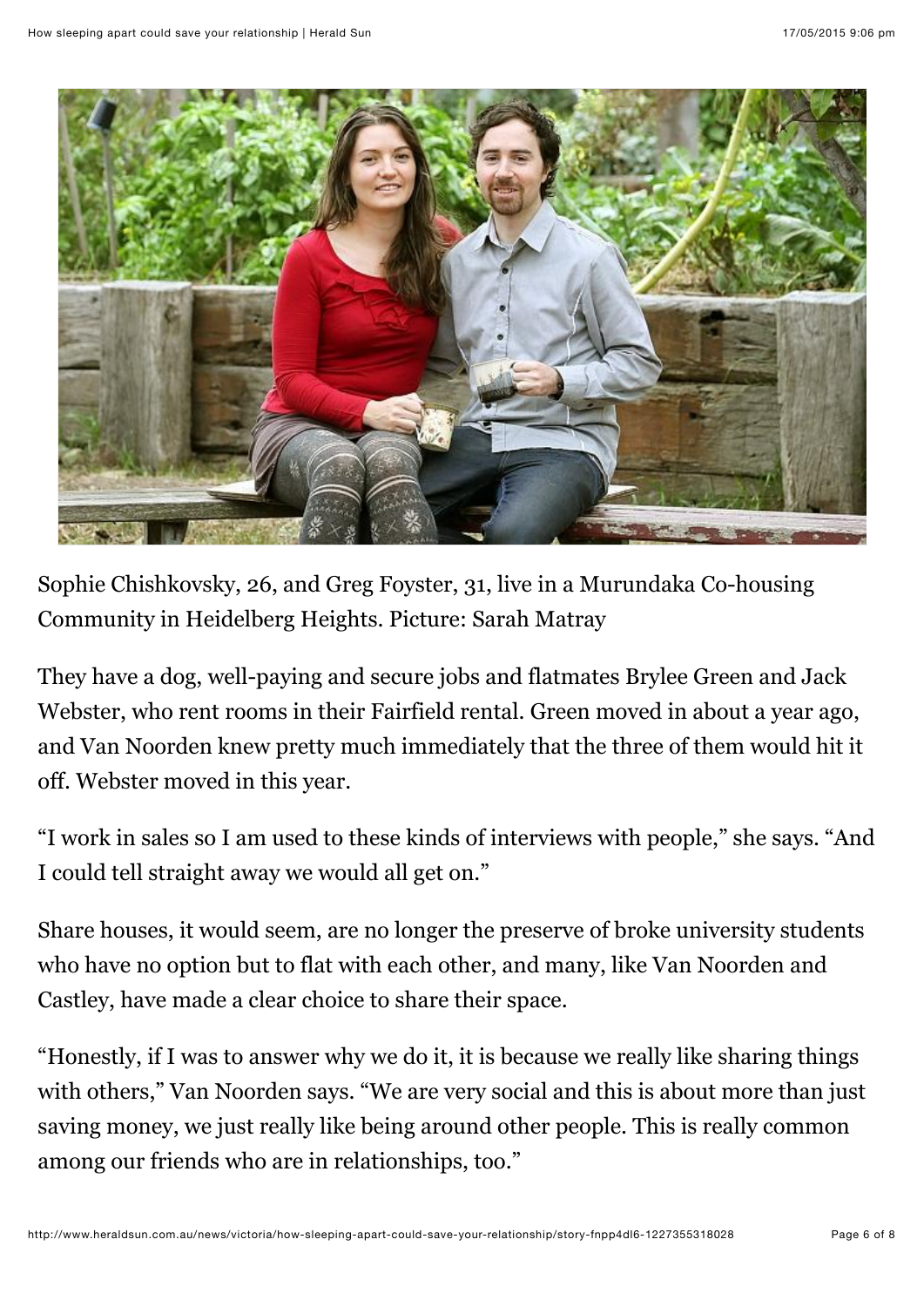Sophie Chishkovsky, 26, and Greg Foyster, 31, live in a Murundaka Co-housing Community in Heidelberg Heights. Picture: Sarah Matray

They have a dog, well-paying and secure jobs and flatmates Brylee Green and Jack Webster, who rent rooms in their Fairfield rental. Green moved in about a year ago, and Van Noorden knew pretty much immediately that the three of them would hit it off. Webster moved in this year.

“I work in sales so I am used to these kinds of interviews with people,” she says. “And I could tell straight away we would all get on.”

Share houses, it would seem, are no longer the preserve of broke university students who have no option but to flat with each other, and many, like Van Noorden and Castley, have made a clear choice to share their space.

“Honestly, if I was to answer why we do it, it is because we really like sharing things with others,” Van Noorden says. “We are very social and this is about more than just saving money, we just really like being around other people. This is really common among our friends who are in relationships, too.”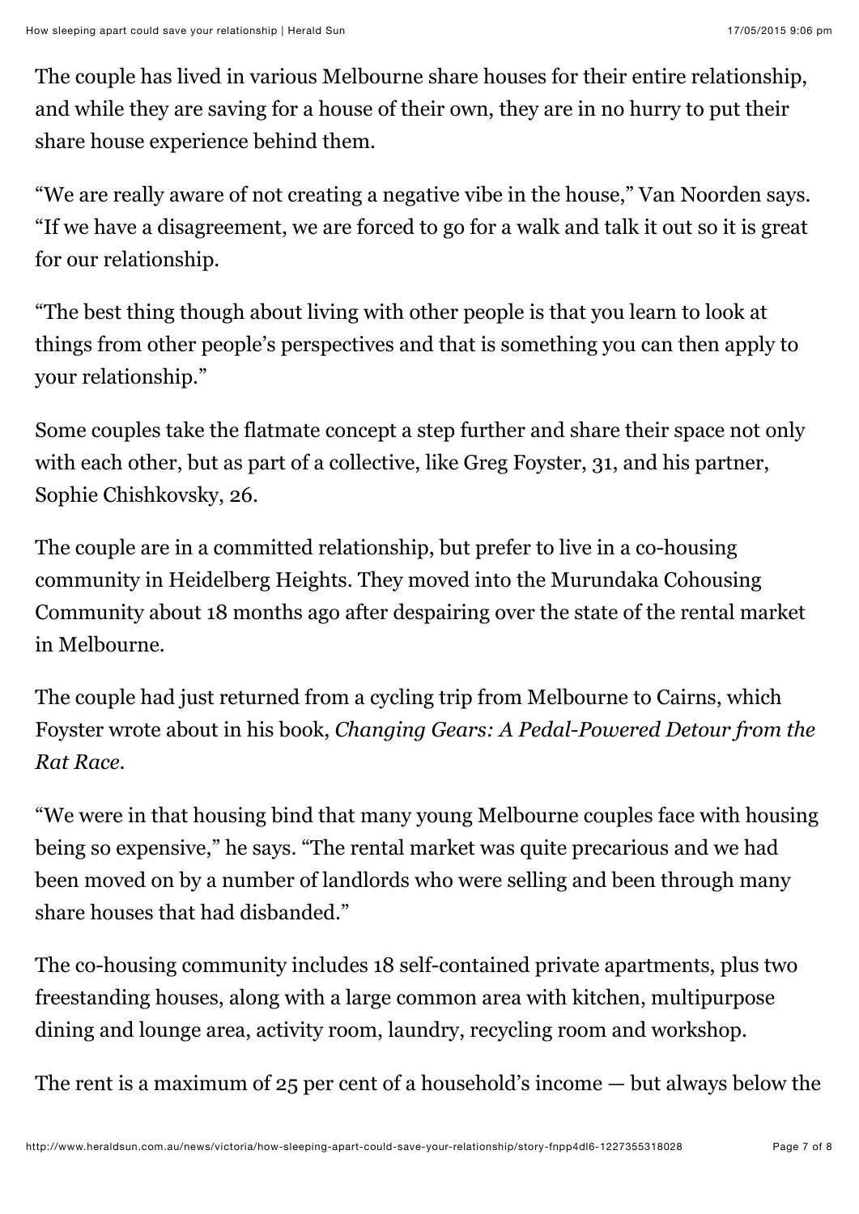The couple has lived in various Melbourne share houses for their entire relationship, and while they are saving for a house of their own, they are in no hurry to put their share house experience behind them.

"We are really aware of not creating a negative vibe in the house," Van Noorden says. "If we have a disagreement, we are forced to go for a walk and talk it out so it is great for our relationship.

"The best thing though about living with other people is that you learn to look at things from other people's perspectives and that is something you can then apply to your relationship."

Some couples take the flatmate concept a step further and share their space not only with each other, but as part of a collective, like Greg Foyster, 31, and his partner, Sophie Chishkovsky, 26.

The couple are in a committed relationship, but prefer to live in a co-housing community in Heidelberg Heights. They moved into the Murundaka Cohousing Community about 18 months ago after despairing over the state of the rental market in Melbourne.

The couple had just returned from a cycling trip from Melbourne to Cairns, which Foyster wrote about in his book, *Changing Gears: A Pedal-Powered Detour from the Rat Race*.

"We were in that housing bind that many young Melbourne couples face with housing being so expensive," he says. "The rental market was quite precarious and we had been moved on by a number of landlords who were selling and been through many share houses that had disbanded."

The co-housing community includes 18 self-contained private apartments, plus two freestanding houses, along with a large common area with kitchen, multipurpose dining and lounge area, activity room, laundry, recycling room and workshop.

The rent is a maximum of 25 per cent of a household's income — but always below the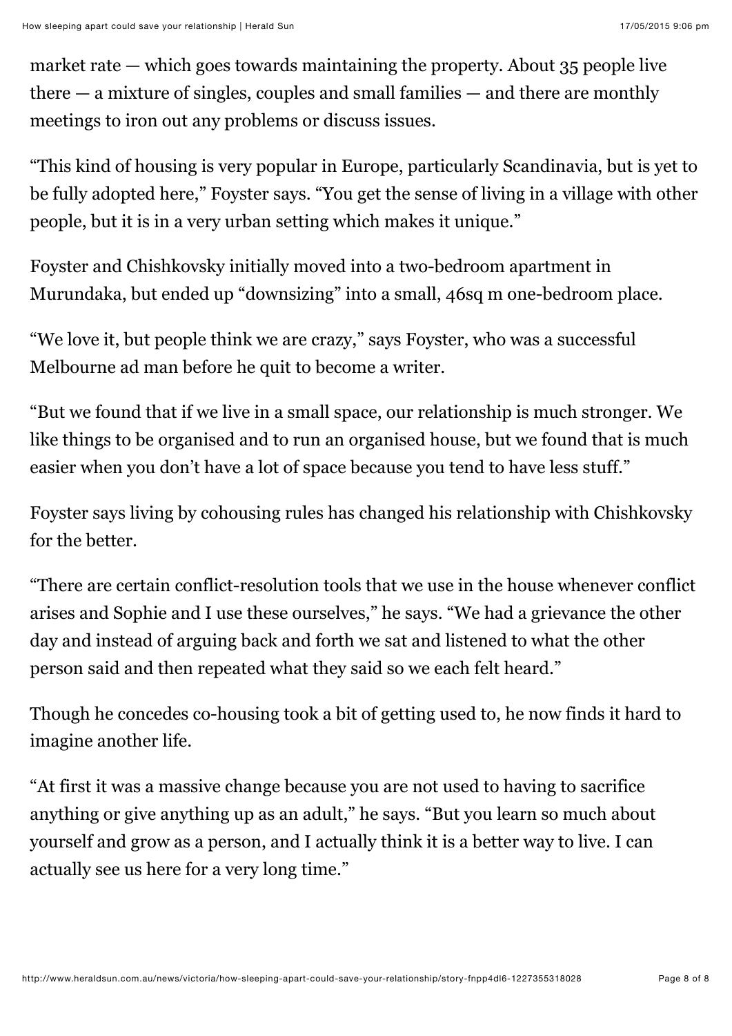market rate — which goes towards maintaining the property. About 35 people live there — a mixture of singles, couples and small families — and there are monthly meetings to iron out any problems or discuss issues.

"This kind of housing is very popular in Europe, particularly Scandinavia, but is yet to be fully adopted here," Foyster says. "You get the sense of living in a village with other people, but it is in a very urban setting which makes it unique."

Foyster and Chishkovsky initially moved into a two-bedroom apartment in Murundaka, but ended up "downsizing" into a small, 46sq m one-bedroom place.

"We love it, but people think we are crazy," says Foyster, who was a successful Melbourne ad man before he quit to become a writer.

"But we found that if we live in a small space, our relationship is much stronger. We like things to be organised and to run an organised house, but we found that is much easier when you don't have a lot of space because you tend to have less stuff."

Foyster says living by cohousing rules has changed his relationship with Chishkovsky for the better.

"There are certain conflict-resolution tools that we use in the house whenever conflict arises and Sophie and I use these ourselves," he says. "We had a grievance the other day and instead of arguing back and forth we sat and listened to what the other person said and then repeated what they said so we each felt heard."

Though he concedes co-housing took a bit of getting used to, he now finds it hard to imagine another life.

"At first it was a massive change because you are not used to having to sacrifice anything or give anything up as an adult," he says. "But you learn so much about yourself and grow as a person, and I actually think it is a better way to live. I can actually see us here for a very long time."